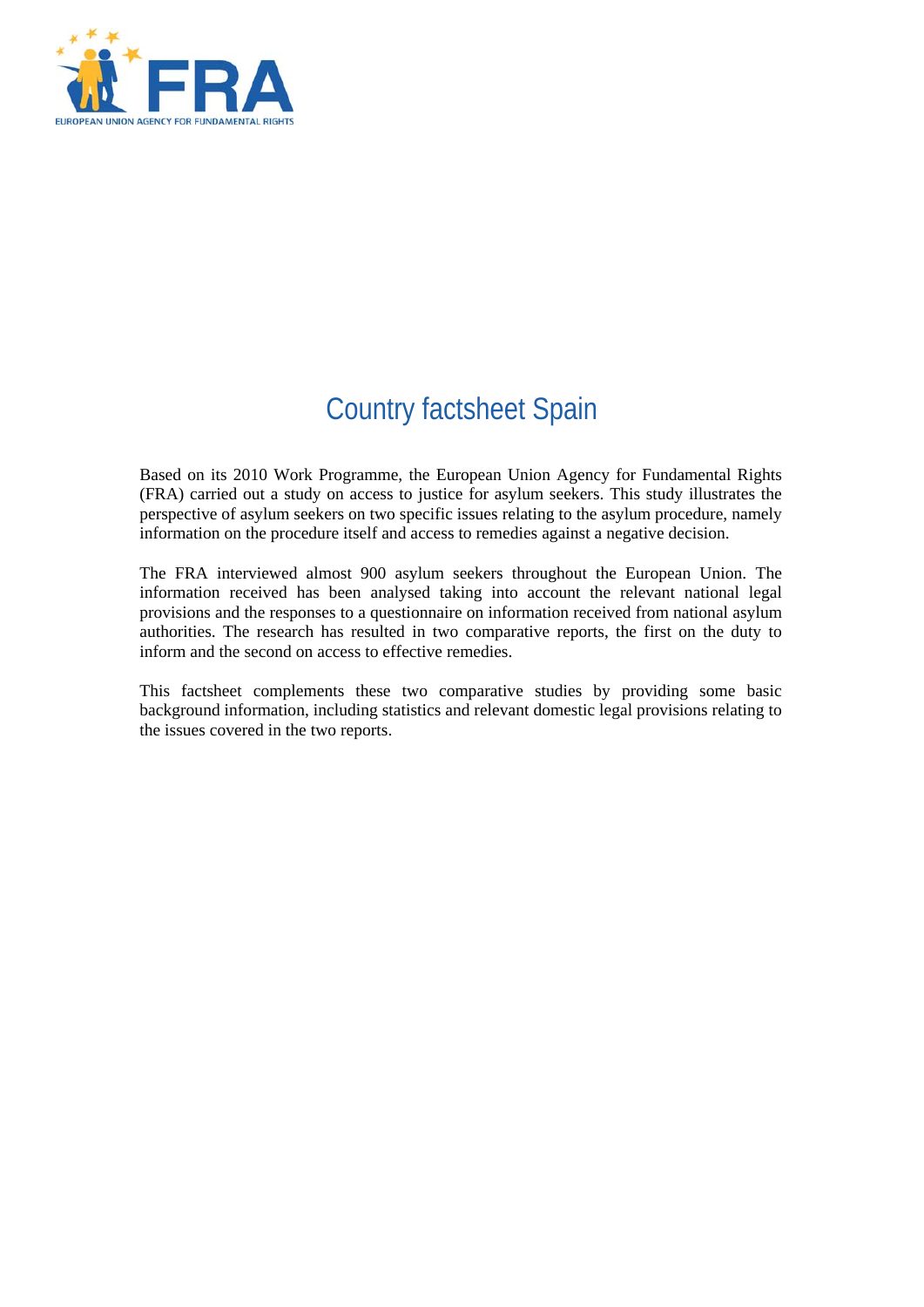# Country factsheet Spain

Based on its 2010 Work Programme, the European Union Agency for Fundamental Rights (FRA) carried out a study on access to justice for asylum seekers. This study illustrates the perspective of asylum seekers on two specific issues relating to the asylum procedure, namely information on the procedure itself and access to remedies against a negative decision.

The FRA interviewed almost 900 asylum seekers throughout the European Union. The information received has been analysed taking into account the relevant national legal provisions and the responses to a questionnaire on information received from national asylum authorities. The research has resulted in two comparative reports, the first on the duty to inform and the second on access to effective remedies.

This factsheet complements these two comparative studies by providing some basic background information, including statistics and relevant domestic legal provisions relating to the issues covered in the two reports.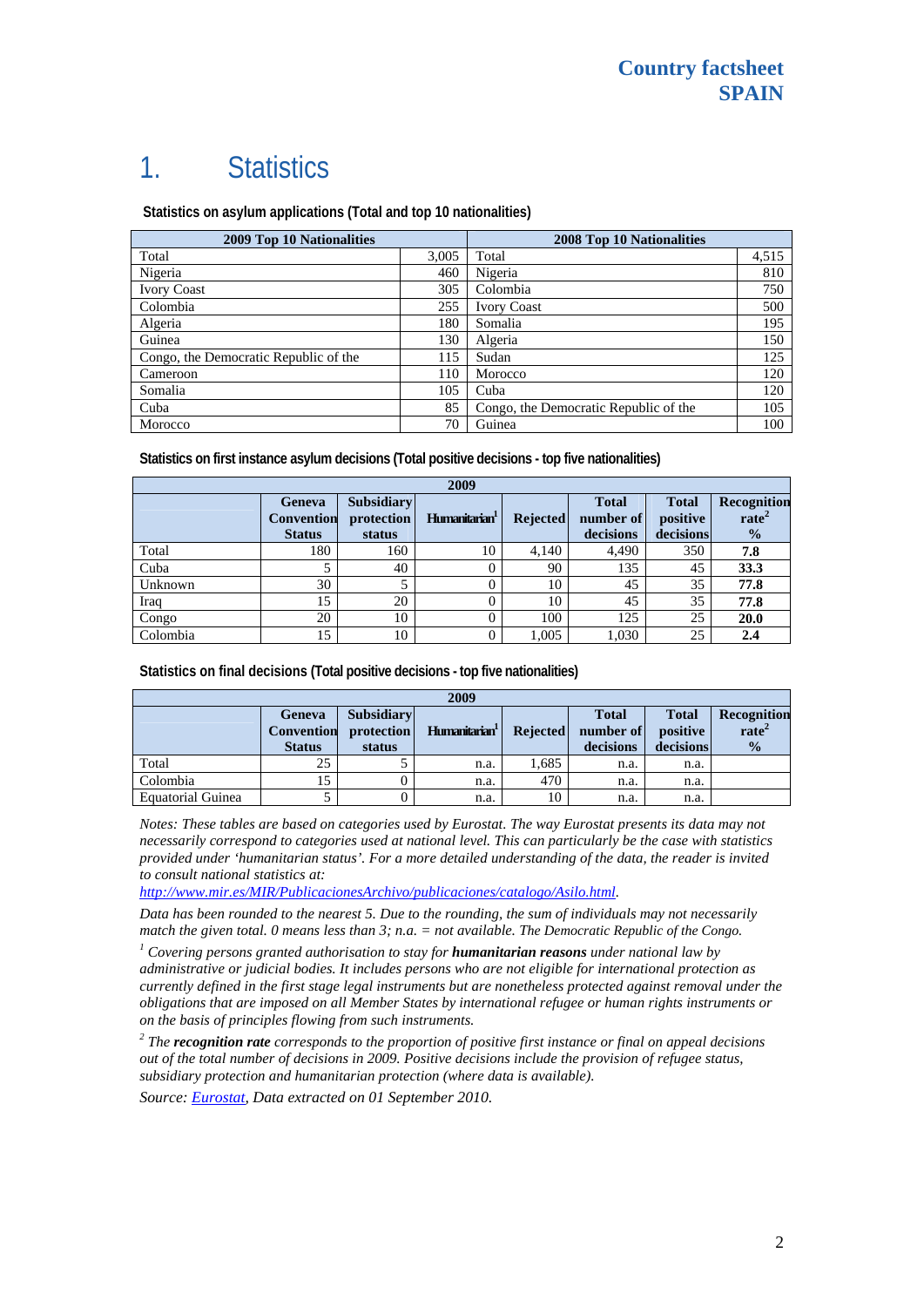# 1. Statistics

**Statistics on asylum applications (Total and top 10 nationalities)**

| 2009 Top 10 Nationalities | | 2008 Top 10 Nationalities | |
|---|---|---|---|
| Total | 3,005 | Total | 4,515 |
| Nigeria | 460 | Nigeria | 810 |
| Ivory Coast | 305 | Colombia | 750 |
| Colombia | 255 | Ivory Coast | 500 |
| Algeria | 180 | Somalia | 195 |
| Guinea | 130 | Algeria | 150 |
| Congo, the Democratic Republic of the | 115 | Sudan | 125 |
| Cameroon | 110 | Morocco | 120 |
| Somalia | 105 | Cuba | 120 |
| Cuba | 85 | Congo, the Democratic Republic of the | 105 |
| Morocco | 70 | Guinea | 100 |

**Statistics on first instance asylum decisions (Total positive decisions - top five nationalities)**

| 2009 | | | | | | | |
|---|---|---|---|---|---|---|---|
| | Geneva Convention Status | Subsidiary protection status | Humanitarian[1] | Rejected | Total number of decisions | Total positive decisions | Recognition rate[2] % |
| Total | 180 | 160 | 10 | 4,140 | 4,490 | 350 | **7.8** |
| Cuba | 5 | 40 | 0 | 90 | 135 | 45 | **33.3** |
| Unknown | 30 | 5 | 0 | 10 | 45 | 35 | **77.8** |
| Iraq | 15 | 20 | 0 | 10 | 45 | 35 | **77.8** |
| Congo | 20 | 10 | 0 | 100 | 125 | 25 | **20.0** |
| Colombia | 15 | 10 | 0 | 1,005 | 1,030 | 25 | **2.4** |

**Statistics on final decisions (Total positive decisions - top five nationalities)**

| 2009 | | | | | | | |
|---|---|---|---|---|---|---|---|
| | Geneva Convention Status | Subsidiary protection status | Humanitarian[1] | Rejected | Total number of decisions | Total positive decisions | Recognition rate[2] % |
| Total | 25 | 5 | n.a. | 1,685 | n.a. | n.a. | |
| Colombia | 15 | 0 | n.a. | 470 | n.a. | n.a. | |
| Equatorial Guinea | 5 | 0 | n.a. | 10 | n.a. | n.a. | |

*Notes: These tables are based on categories used by Eurostat. The way Eurostat presents its data may not necessarily correspond to categories used at national level. This can particularly be the case with statistics provided under 'humanitarian status'. For a more detailed understanding of the data, the reader is invited to consult national statistics at:*

*http://www.mir.es/MIR/PublicacionesArchivo/publicaciones/catalogo/Asilo.html.*

*Data has been rounded to the nearest 5. Due to the rounding, the sum of individuals may not necessarily match the given total. 0 means less than 3; n.a. = not available. The Democratic Republic of the Congo.*

*[1] Covering persons granted authorisation to stay for **humanitarian reasons** under national law by administrative or judicial bodies. It includes persons who are not eligible for international protection as currently defined in the first stage legal instruments but are nonetheless protected against removal under the obligations that are imposed on all Member States by international refugee or human rights instruments or on the basis of principles flowing from such instruments.*

*[2] The **recognition rate** corresponds to the proportion of positive first instance or final on appeal decisions out of the total number of decisions in 2009. Positive decisions include the provision of refugee status, subsidiary protection and humanitarian protection (where data is available).*

*Source: Eurostat, Data extracted on 01 September 2010.*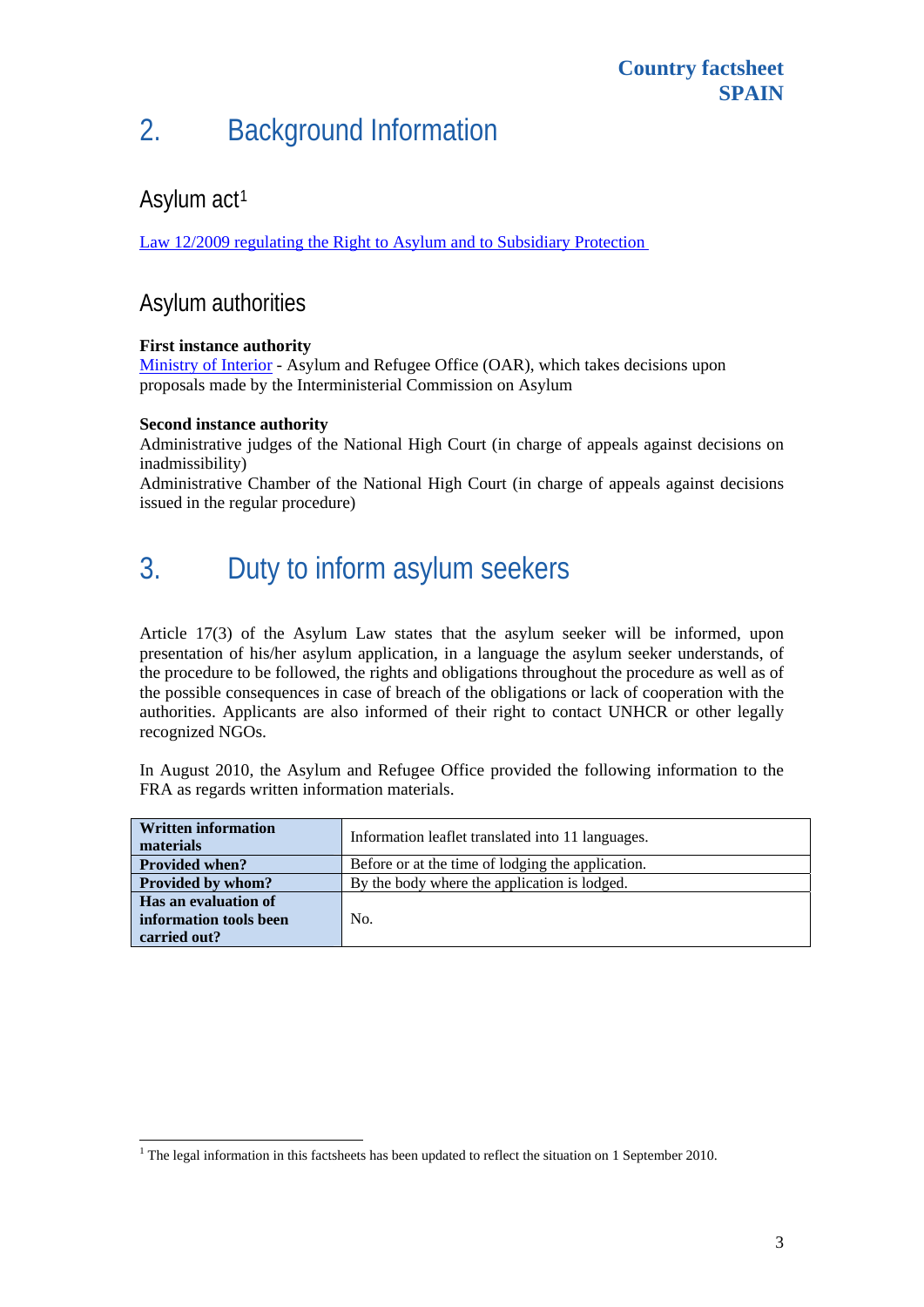# 2. Background Information

## Asylum act[1]

Law 12/2009 regulating the Right to Asylum and to Subsidiary Protection

## Asylum authorities

**First instance authority**
Ministry of Interior - Asylum and Refugee Office (OAR), which takes decisions upon proposals made by the Interministerial Commission on Asylum

**Second instance authority**
Administrative judges of the National High Court (in charge of appeals against decisions on inadmissibility)
Administrative Chamber of the National High Court (in charge of appeals against decisions issued in the regular procedure)

# 3. Duty to inform asylum seekers

Article 17(3) of the Asylum Law states that the asylum seeker will be informed, upon presentation of his/her asylum application, in a language the asylum seeker understands, of the procedure to be followed, the rights and obligations throughout the procedure as well as of the possible consequences in case of breach of the obligations or lack of cooperation with the authorities. Applicants are also informed of their right to contact UNHCR or other legally recognized NGOs.

In August 2010, the Asylum and Refugee Office provided the following information to the FRA as regards written information materials.

| **Written information materials** | Information leaflet translated into 11 languages. |
|---|---|
| **Provided when?** | Before or at the time of lodging the application. |
| **Provided by whom?** | By the body where the application is lodged. |
| **Has an evaluation of information tools been carried out?** | No. |

[1] The legal information in this factsheets has been updated to reflect the situation on 1 September 2010.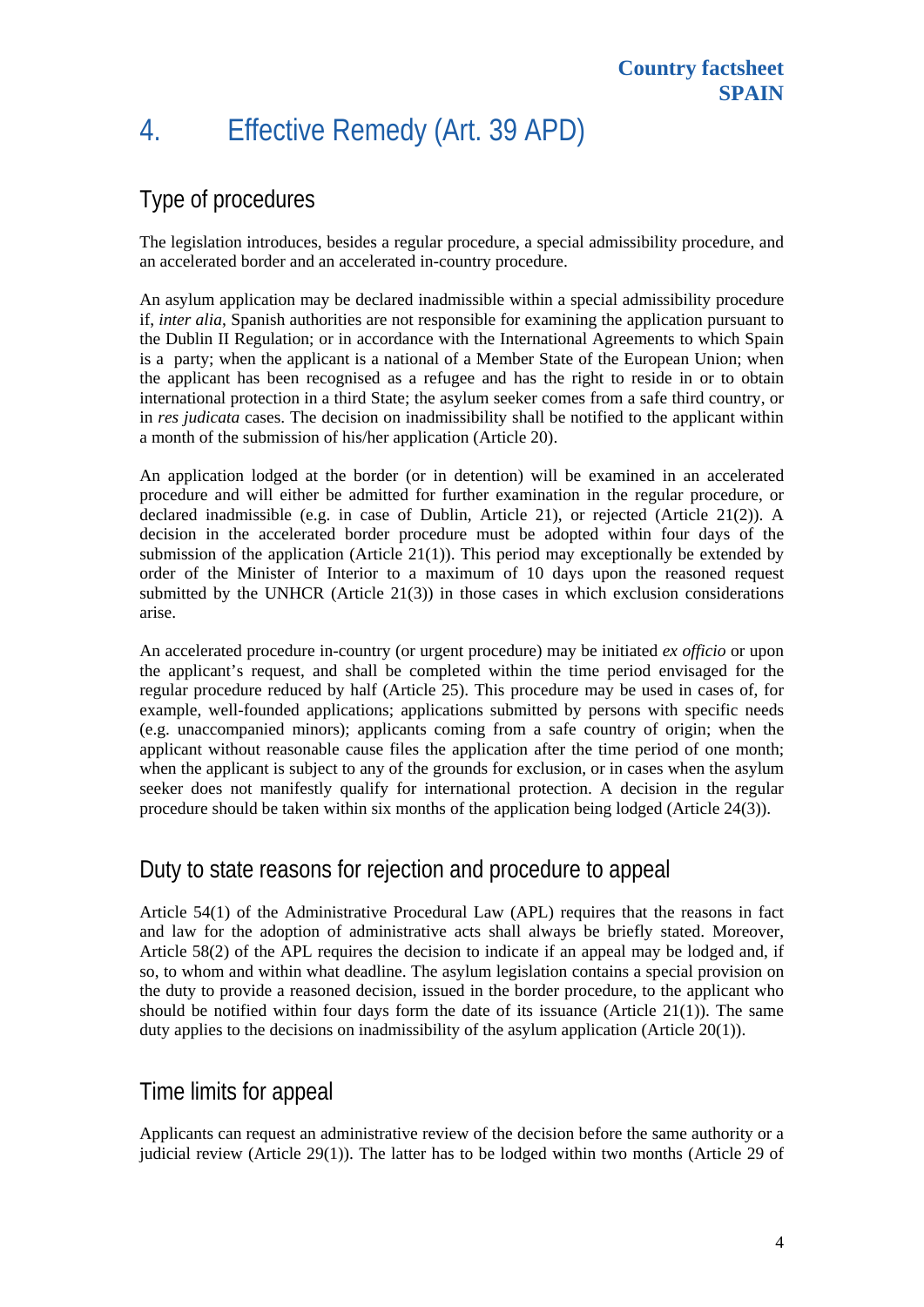# 4. Effective Remedy (Art. 39 APD)

## Type of procedures

The legislation introduces, besides a regular procedure, a special admissibility procedure, and an accelerated border and an accelerated in-country procedure.

An asylum application may be declared inadmissible within a special admissibility procedure if, *inter alia*, Spanish authorities are not responsible for examining the application pursuant to the Dublin II Regulation; or in accordance with the International Agreements to which Spain is a party; when the applicant is a national of a Member State of the European Union; when the applicant has been recognised as a refugee and has the right to reside in or to obtain international protection in a third State; the asylum seeker comes from a safe third country, or in *res judicata* cases. The decision on inadmissibility shall be notified to the applicant within a month of the submission of his/her application (Article 20).

An application lodged at the border (or in detention) will be examined in an accelerated procedure and will either be admitted for further examination in the regular procedure, or declared inadmissible (e.g. in case of Dublin, Article 21), or rejected (Article 21(2)). A decision in the accelerated border procedure must be adopted within four days of the submission of the application (Article 21(1)). This period may exceptionally be extended by order of the Minister of Interior to a maximum of 10 days upon the reasoned request submitted by the UNHCR (Article 21(3)) in those cases in which exclusion considerations arise.

An accelerated procedure in-country (or urgent procedure) may be initiated *ex officio* or upon the applicant's request, and shall be completed within the time period envisaged for the regular procedure reduced by half (Article 25). This procedure may be used in cases of, for example, well-founded applications; applications submitted by persons with specific needs (e.g. unaccompanied minors); applicants coming from a safe country of origin; when the applicant without reasonable cause files the application after the time period of one month; when the applicant is subject to any of the grounds for exclusion, or in cases when the asylum seeker does not manifestly qualify for international protection. A decision in the regular procedure should be taken within six months of the application being lodged (Article 24(3)).

## Duty to state reasons for rejection and procedure to appeal

Article 54(1) of the Administrative Procedural Law (APL) requires that the reasons in fact and law for the adoption of administrative acts shall always be briefly stated. Moreover, Article 58(2) of the APL requires the decision to indicate if an appeal may be lodged and, if so, to whom and within what deadline. The asylum legislation contains a special provision on the duty to provide a reasoned decision, issued in the border procedure, to the applicant who should be notified within four days form the date of its issuance (Article 21(1)). The same duty applies to the decisions on inadmissibility of the asylum application (Article 20(1)).

## Time limits for appeal

Applicants can request an administrative review of the decision before the same authority or a judicial review (Article 29(1)). The latter has to be lodged within two months (Article 29 of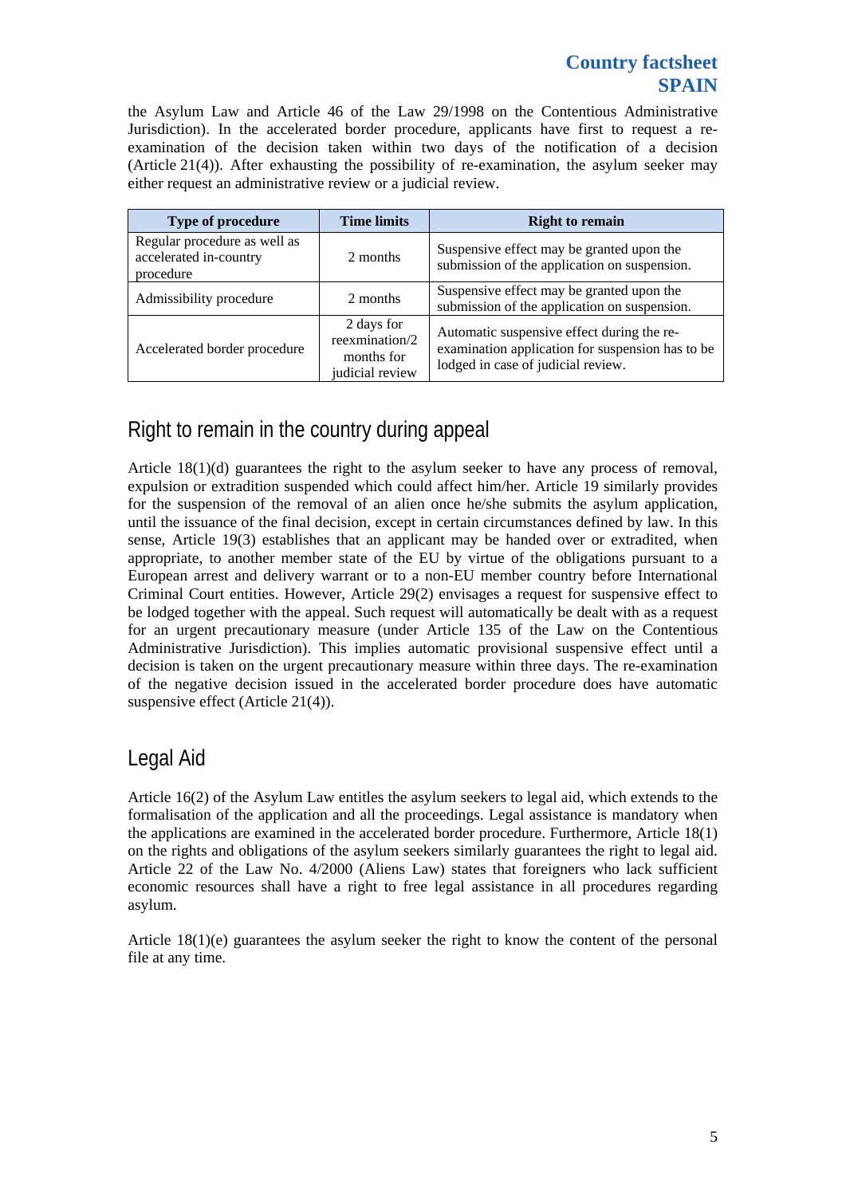the Asylum Law and Article 46 of the Law 29/1998 on the Contentious Administrative Jurisdiction). In the accelerated border procedure, applicants have first to request a re-examination of the decision taken within two days of the notification of a decision (Article 21(4)). After exhausting the possibility of re-examination, the asylum seeker may either request an administrative review or a judicial review.

| Type of procedure | Time limits | Right to remain |
|---|---|---|
| Regular procedure as well as accelerated in-country procedure | 2 months | Suspensive effect may be granted upon the submission of the application on suspension. |
| Admissibility procedure | 2 months | Suspensive effect may be granted upon the submission of the application on suspension. |
| Accelerated border procedure | 2 days for reexmination/2 months for judicial review | Automatic suspensive effect during the re-examination application for suspension has to be lodged in case of judicial review. |

## Right to remain in the country during appeal

Article 18(1)(d) guarantees the right to the asylum seeker to have any process of removal, expulsion or extradition suspended which could affect him/her. Article 19 similarly provides for the suspension of the removal of an alien once he/she submits the asylum application, until the issuance of the final decision, except in certain circumstances defined by law. In this sense, Article 19(3) establishes that an applicant may be handed over or extradited, when appropriate, to another member state of the EU by virtue of the obligations pursuant to a European arrest and delivery warrant or to a non-EU member country before International Criminal Court entities. However, Article 29(2) envisages a request for suspensive effect to be lodged together with the appeal. Such request will automatically be dealt with as a request for an urgent precautionary measure (under Article 135 of the Law on the Contentious Administrative Jurisdiction). This implies automatic provisional suspensive effect until a decision is taken on the urgent precautionary measure within three days. The re-examination of the negative decision issued in the accelerated border procedure does have automatic suspensive effect (Article 21(4)).

## Legal Aid

Article 16(2) of the Asylum Law entitles the asylum seekers to legal aid, which extends to the formalisation of the application and all the proceedings. Legal assistance is mandatory when the applications are examined in the accelerated border procedure. Furthermore, Article 18(1) on the rights and obligations of the asylum seekers similarly guarantees the right to legal aid. Article 22 of the Law No. 4/2000 (Aliens Law) states that foreigners who lack sufficient economic resources shall have a right to free legal assistance in all procedures regarding asylum.

Article 18(1)(e) guarantees the asylum seeker the right to know the content of the personal file at any time.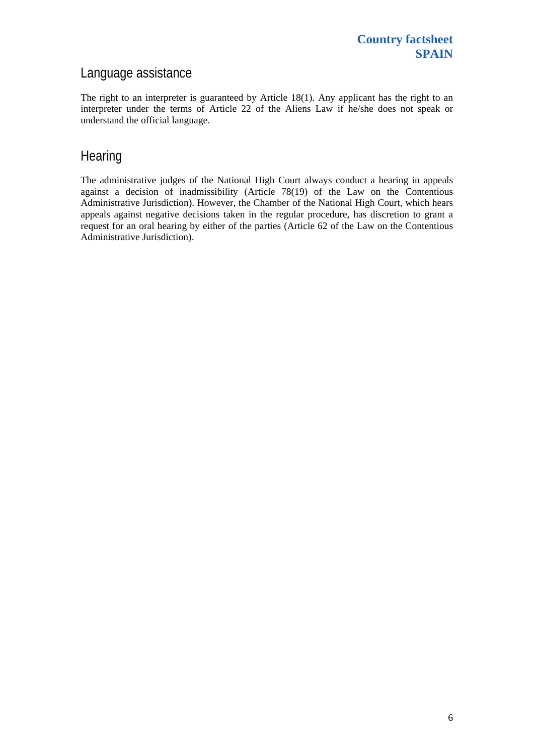## Language assistance

The right to an interpreter is guaranteed by Article 18(1). Any applicant has the right to an interpreter under the terms of Article 22 of the Aliens Law if he/she does not speak or understand the official language.

## Hearing

The administrative judges of the National High Court always conduct a hearing in appeals against a decision of inadmissibility (Article 78(19) of the Law on the Contentious Administrative Jurisdiction). However, the Chamber of the National High Court, which hears appeals against negative decisions taken in the regular procedure, has discretion to grant a request for an oral hearing by either of the parties (Article 62 of the Law on the Contentious Administrative Jurisdiction).